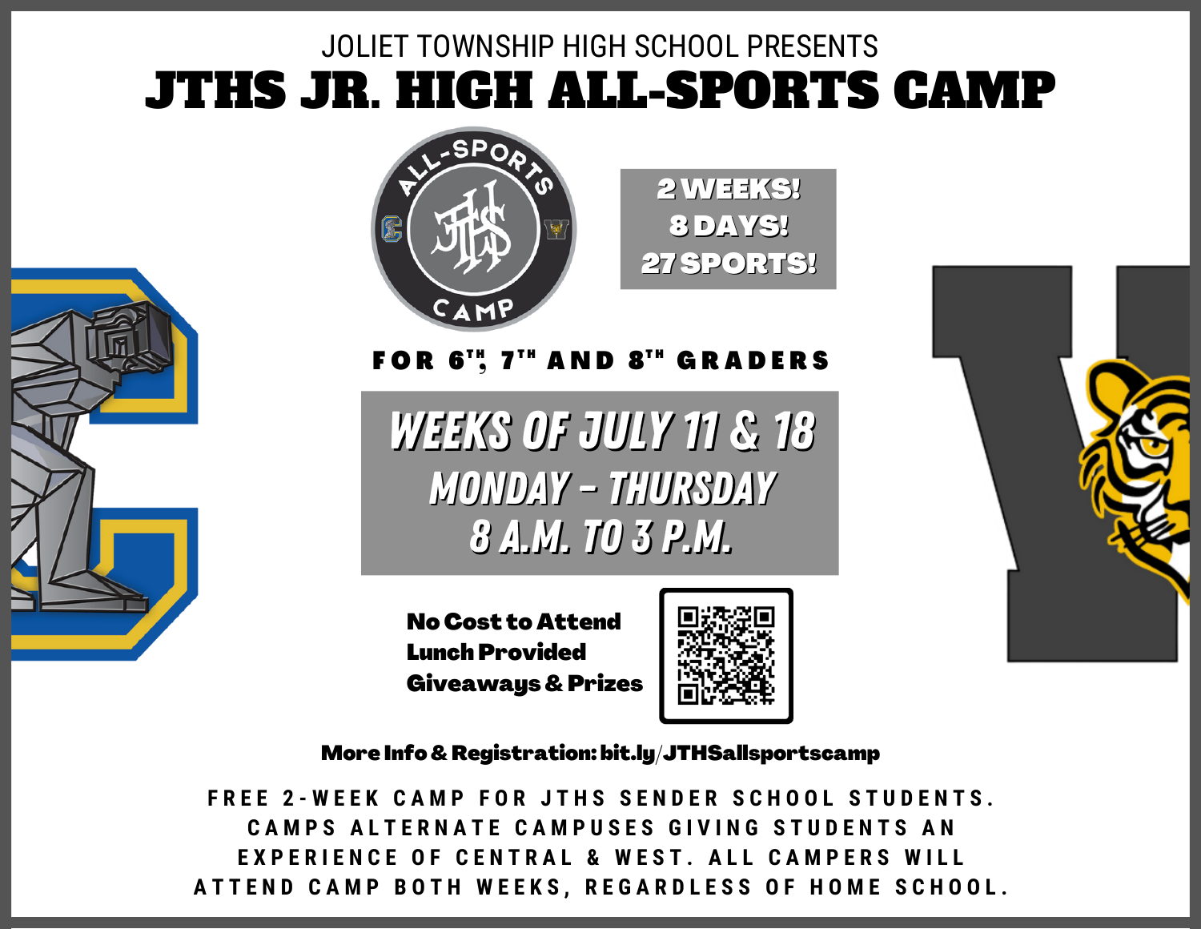JOLIET TOWNSHIP HIGH SCHOOL PRESENTS

# JTHS JR. HIGH ALL-SPORTS CAMP

ALL-SPORTS JTHS CAMP

**2 WEEKS!**
**8 DAYS!**
**27 SPORTS!**

**FOR 6TH, 7TH AND 8TH GRADERS**

## WEEKS OF JULY 11 & 18

### MONDAY – THURSDAY
### 8 A.M. TO 3 P.M.

**No Cost to Attend**
**Lunch Provided**
**Giveaways & Prizes**

**More Info & Registration: bit.ly/JTHSallsportscamp**

FREE 2-WEEK CAMP FOR JTHS SENDER SCHOOL STUDENTS. CAMPS ALTERNATE CAMPUSES GIVING STUDENTS AN EXPERIENCE OF CENTRAL & WEST. ALL CAMPERS WILL ATTEND CAMP BOTH WEEKS, REGARDLESS OF HOME SCHOOL.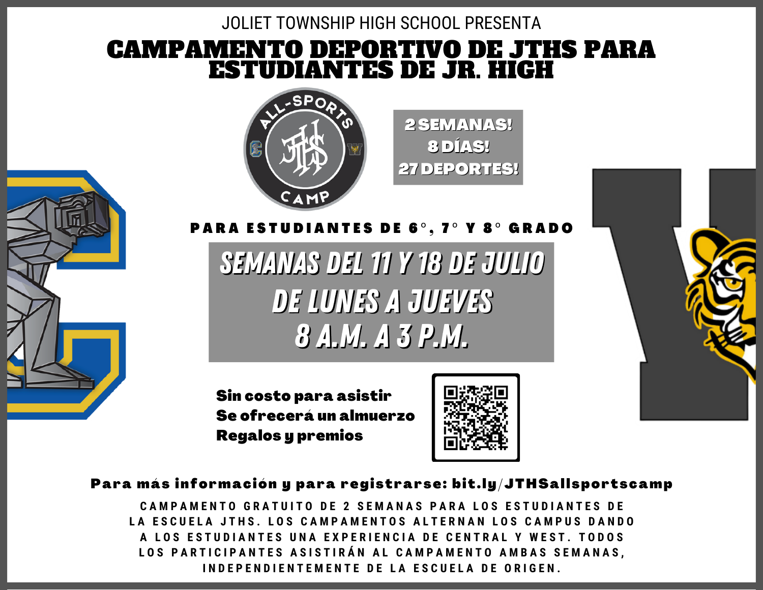JOLIET TOWNSHIP HIGH SCHOOL PRESENTA

# CAMPAMENTO DEPORTIVO DE JTHS PARA ESTUDIANTES DE JR. HIGH

ALL-SPORTS JTHS CAMP

**2 SEMANAS!**
**8 DÍAS!**
**27 DEPORTES!**

**PARA ESTUDIANTES DE 6°, 7° Y 8° GRADO**

## SEMANAS DEL 11 Y 18 DE JULIO
## DE LUNES A JUEVES
## 8 A.M. A 3 P.M.

**Sin costo para asistir**
**Se ofrecerá un almuerzo**
**Regalos y premios**

**Para más información y para registrarse: bit.ly/JTHSallsportscamp**

CAMPAMENTO GRATUITO DE 2 SEMANAS PARA LOS ESTUDIANTES DE LA ESCUELA JTHS. LOS CAMPAMENTOS ALTERNAN LOS CAMPUS DANDO A LOS ESTUDIANTES UNA EXPERIENCIA DE CENTRAL Y WEST. TODOS LOS PARTICIPANTES ASISTIRÁN AL CAMPAMENTO AMBAS SEMANAS, INDEPENDIENTEMENTE DE LA ESCUELA DE ORIGEN.